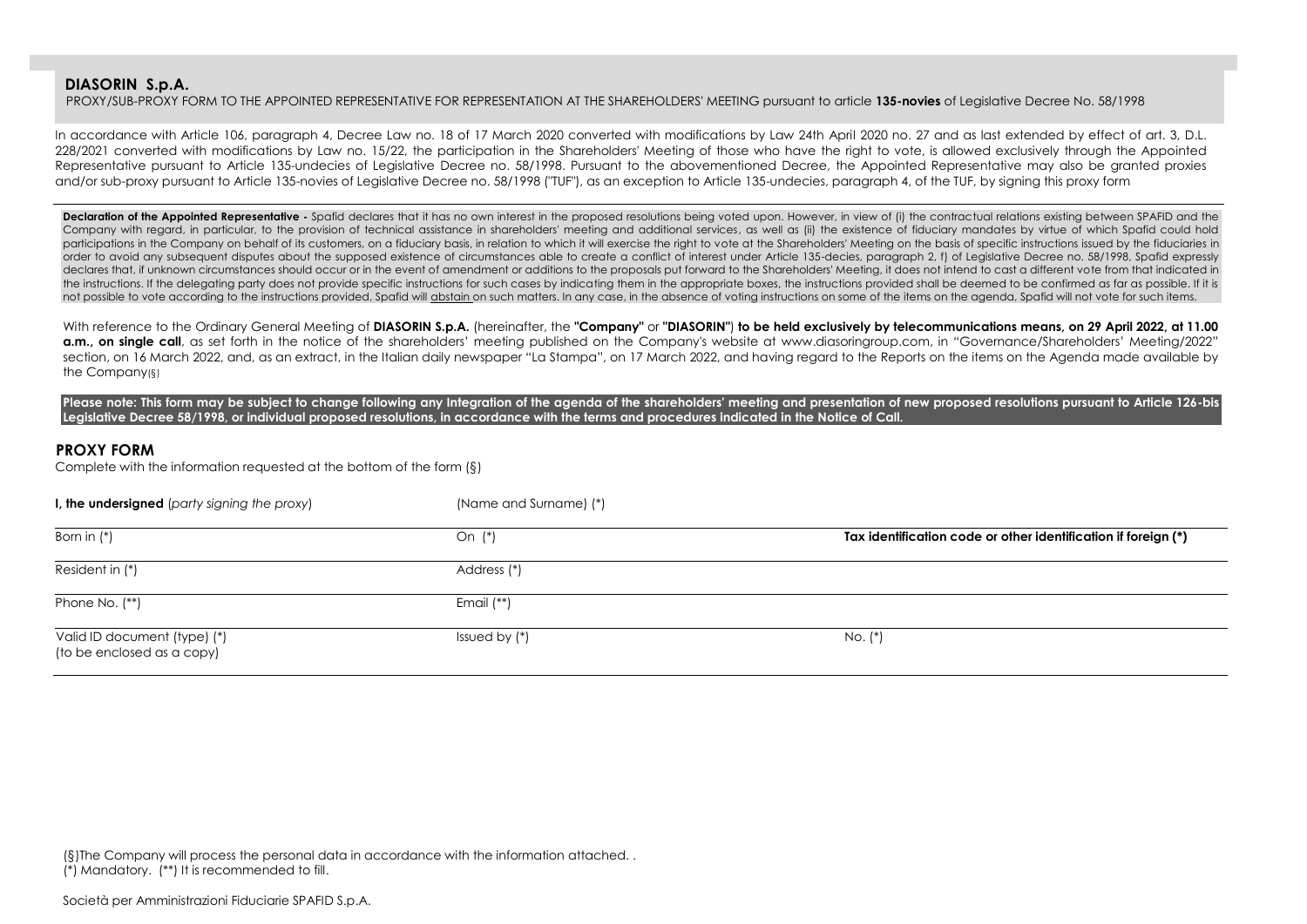## DIASORIN S.p.A.

PROXY/SUB-PROXY FORM TO THE APPOINTED REPRESENTATIVE FOR REPRESENTATION AT THE SHAREHOLDERS' MEETING pursuant to article **135-novies** of Legislative Decree No. 58/1998

In accordance with Article 106, paragraph 4, Decree Law no. 18 of 17 March 2020 converted with modifications by Law 24th April 2020 no. 27 and as last extended by effect of art. 3, D.L. 228/2021 converted with modifications by Law no. 15/22, the participation in the Shareholders' Meeting of those who have the right to vote, is allowed exclusively through the Appointed Representative pursuant to Article 135-undecies of Legislative Decree no. 58/1998. Pursuant to the abovementioned Decree, the Appointed Representative may also be granted proxies and/or sub-proxy pursuant to Article 135-novies of Legislative Decree no. 58/1998 ("TUF"), as an exception to Article 135-undecies, paragraph 4, of the TUF, by signing this proxy form

**Declaration of the Appointed Representative -** Spafid declares that it has no own interest in the proposed resolutions being voted upon. However, in view of (i) the contractual relations existing between SPAFID and the Company with regard, in particular, to the provision of technical assistance in shareholders' meeting and additional services, as well as (ii) the existence of fiduciary mandates by virtue of which Spafid could hold participations in the Company on behalf of its customers, on a fiduciary basis, in relation to which it will exercise the right to vote at the Shareholders' Meeting on the basis of specific instructions issued by the fiduciaries in order to avoid any subsequent disputes about the supposed existence of circumstances able to create a conflict of interest under Article 135-decies, paragraph 2, f) of Legislative Decree no. 58/1998, Spafid expressly declares that, if unknown circumstances should occur or in the event of amendment or additions to the proposals put forward to the Shareholders' Meeting, it does not intend to cast a different vote from that indicated in the instructions. If the delegating party does not provide specific instructions for such cases by indicating them in the appropriate boxes, the instructions provided shall be deemed to be confirmed as far as possible. If it is not possible to vote according to the instructions provided, Spafid will abstain on such matters. In any case, in the absence of voting instructions on some of the items on the agenda, Spafid will not vote for such items.

With reference to the Ordinary General Meeting of **DIASORIN S.p.A.** (hereinafter, the **"Company"** or **"DIASORIN"**) **to be held exclusively by telecommunications means, on 29 April 2022, at 11.00 a.m., on single call**, as set forth in the notice of the shareholders' meeting published on the Company's website at www.diasoringroup.com, in "Governance/Shareholders' Meeting/2022" section, on 16 March 2022, and, as an extract, in the Italian daily newspaper "La Stampa", on 17 March 2022, and having regard to the Reports on the items on the Agenda made available by the Company(§)

**Please note: This form may be subject to change following any Integration of the agenda of the shareholders' meeting and presentation of new proposed resolutions pursuant to Article 126-bis Legislative Decree 58/1998, or individual proposed resolutions, in accordance with the terms and procedures indicated in the Notice of Call.**

## PROXY FORM

Complete with the information requested at the bottom of the form (§)

| **I, the undersigned** (*party signing the proxy*) | (Name and Surname) (*) | |
|---|---|---|
| Born in (*) | On (*) | **Tax identification code or other identification if foreign (*)** |
| Resident in (*) | Address (*) | |
| Phone No. (**) | Email (**) | |
| Valid ID document (type) (*) (to be enclosed as a copy) | Issued by (*) | No. (*) |

(§)The Company will process the personal data in accordance with the information attached. .
(*) Mandatory. (**) It is recommended to fill.

Società per Amministrazioni Fiduciarie SPAFID S.p.A.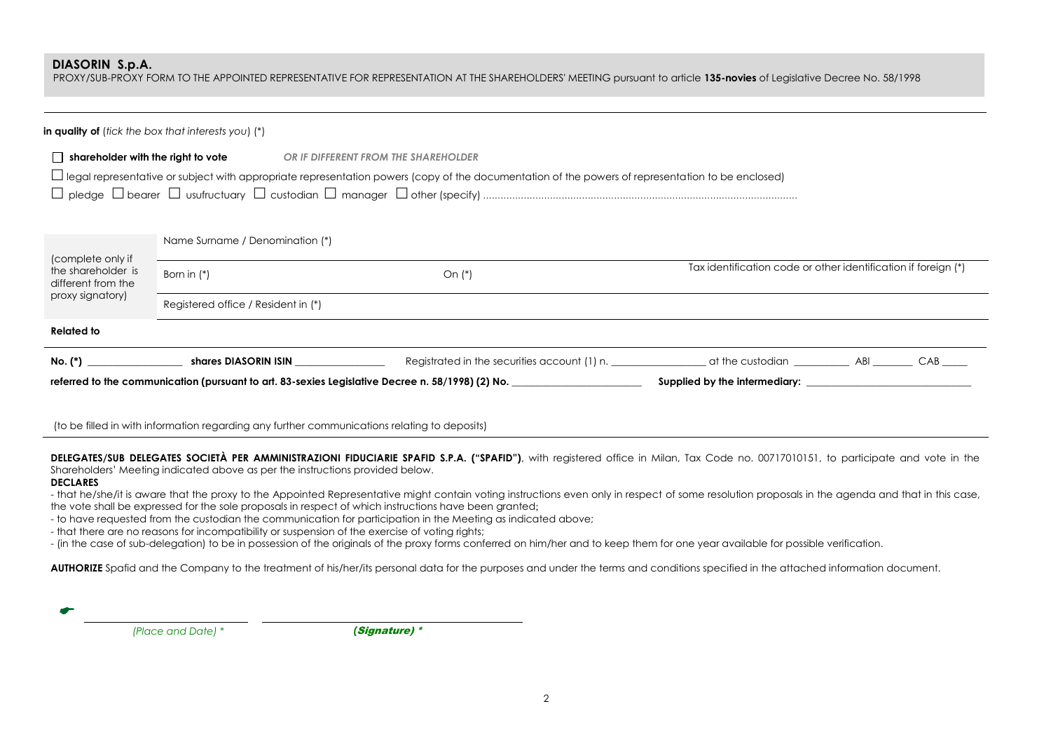**DIASORIN S.p.A.**
PROXY/SUB-PROXY FORM TO THE APPOINTED REPRESENTATIVE FOR REPRESENTATION AT THE SHAREHOLDERS' MEETING pursuant to article **135-novies** of Legislative Decree No. 58/1998

**in quality of** (*tick the box that interests you*) (*)

☐ **shareholder with the right to vote** *OR IF DIFFERENT FROM THE SHAREHOLDER*

☐ legal representative or subject with appropriate representation powers (copy of the documentation of the powers of representation to be enclosed)

☐ pledge ☐ bearer ☐ usufructuary ☐ custodian ☐ manager ☐ other (specify) ...........................................................................................................

| (complete only if the shareholder is different from the proxy signatory) | Name Surname / Denomination (*) | | |
|---|---|---|---|
| | Born in (*) | On (*) | Tax identification code or other identification if foreign (*) |
| | Registered office / Resident in (*) | | |

**Related to**

**No. (*)** ________________ **shares DIASORIN ISIN** ________________ Registrated in the securities account (1) n. ________________ at the custodian __________ ABI _______ CAB _____

**referred to the communication (pursuant to art. 83-sexies Legislative Decree n. 58/1998) (2) No.** ________________________ **Supplied by the intermediary:** ______________________________

(to be filled in with information regarding any further communications relating to deposits)

**DELEGATES/SUB DELEGATES SOCIETÀ PER AMMINISTRAZIONI FIDUCIARIE SPAFID S.P.A. ("SPAFID")**, with registered office in Milan, Tax Code no. 00717010151, to participate and vote in the Shareholders' Meeting indicated above as per the instructions provided below.

**DECLARES**

- that he/she/it is aware that the proxy to the Appointed Representative might contain voting instructions even only in respect of some resolution proposals in the agenda and that in this case, the vote shall be expressed for the sole proposals in respect of which instructions have been granted;
- to have requested from the custodian the communication for participation in the Meeting as indicated above;
- that there are no reasons for incompatibility or suspension of the exercise of voting rights;
- (in the case of sub-delegation) to be in possession of the originals of the proxy forms conferred on him/her and to keep them for one year available for possible verification.

**AUTHORIZE** Spafid and the Company to the treatment of his/her/its personal data for the purposes and under the terms and conditions specified in the attached information document.

☛ ________________________ ________________________________

*(Place and Date) ** ***(Signature) ****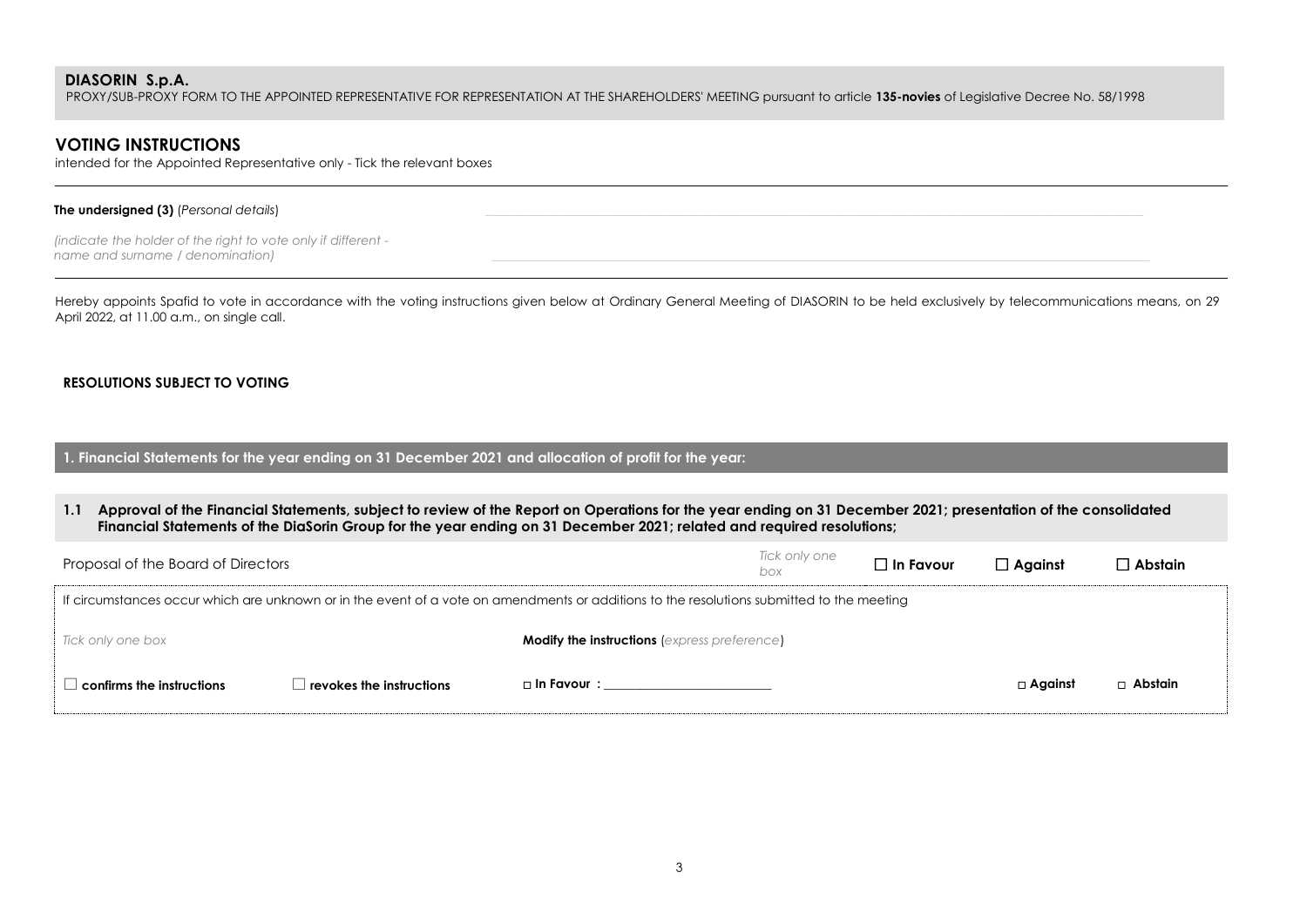**DIASORIN S.p.A.**

PROXY/SUB-PROXY FORM TO THE APPOINTED REPRESENTATIVE FOR REPRESENTATION AT THE SHAREHOLDERS' MEETING pursuant to article **135-novies** of Legislative Decree No. 58/1998

## VOTING INSTRUCTIONS

intended for the Appointed Representative only - Tick the relevant boxes

**The undersigned (3)** (*Personal details*) \_\_\_\_\_\_\_\_\_\_\_\_\_\_\_\_\_\_\_\_\_\_\_\_\_\_\_\_\_\_\_\_\_\_\_\_\_\_\_\_\_\_\_\_\_\_\_\_

*(indicate the holder of the right to vote only if different - name and surname / denomination)* \_\_\_\_\_\_\_\_\_\_\_\_\_\_\_\_\_\_\_\_\_\_\_\_\_\_\_\_\_\_\_\_\_\_\_\_\_\_\_\_\_\_\_\_\_\_\_\_

Hereby appoints Spafid to vote in accordance with the voting instructions given below at Ordinary General Meeting of DIASORIN to be held exclusively by telecommunications means, on 29 April 2022, at 11.00 a.m., on single call.

**RESOLUTIONS SUBJECT TO VOTING**

### 1. Financial Statements for the year ending on 31 December 2021 and allocation of profit for the year:

**1.1 Approval of the Financial Statements, subject to review of the Report on Operations for the year ending on 31 December 2021; presentation of the consolidated Financial Statements of the DiaSorin Group for the year ending on 31 December 2021; related and required resolutions;**

| Proposal of the Board of Directors | *Tick only one box* | ☐ **In Favour** | ☐ **Against** | ☐ **Abstain** |
|---|---|---|---|---|

If circumstances occur which are unknown or in the event of a vote on amendments or additions to the resolutions submitted to the meeting

| *Tick only one box* | | **Modify the instructions** (*express preference*) | | |
|---|---|---|---|---|
| ☐ **confirms the instructions** | ☐ **revokes the instructions** | ☐ **In Favour :** \_\_\_\_\_\_\_\_\_\_\_\_\_\_\_\_\_\_\_\_ | ☐ **Against** | ☐ **Abstain** |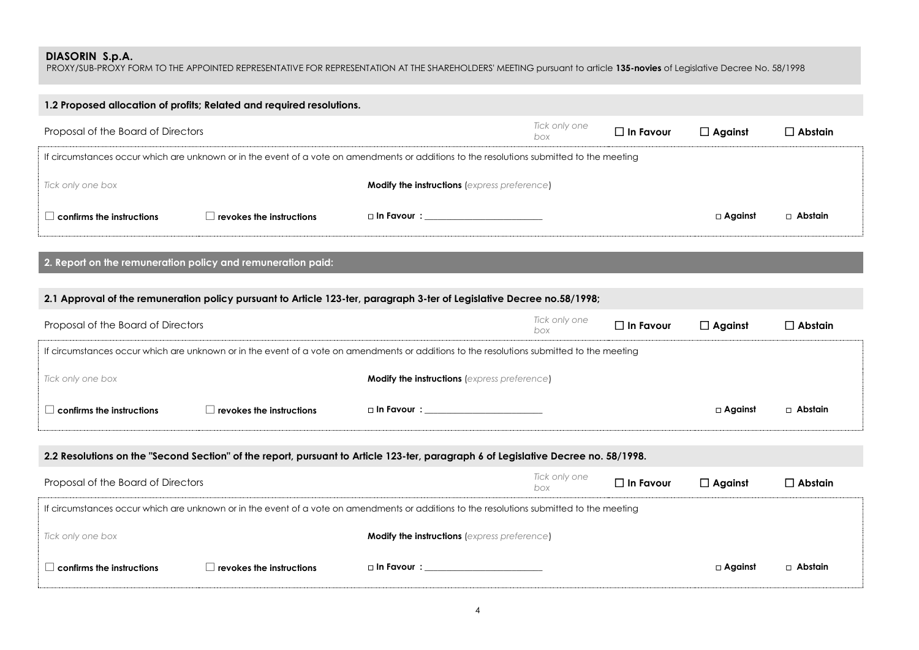**DIASORIN S.p.A.**
PROXY/SUB-PROXY FORM TO THE APPOINTED REPRESENTATIVE FOR REPRESENTATION AT THE SHAREHOLDERS' MEETING pursuant to article **135-novies** of Legislative Decree No. 58/1998

### 1.2 Proposed allocation of profits; Related and required resolutions.

| Proposal of the Board of Directors | *Tick only one box* | ☐ **In Favour** | ☐ **Against** | ☐ **Abstain** |
|---|---|---|---|---|

If circumstances occur which are unknown or in the event of a vote on amendments or additions to the resolutions submitted to the meeting

| *Tick only one box* | | **Modify the instructions** (*express preference*) | | |
|---|---|---|---|---|
| ☐ **confirms the instructions** | ☐ **revokes the instructions** | □ **In Favour :** ____________________ | □ **Against** | □ **Abstain** |

## 2. Report on the remuneration policy and remuneration paid:

### 2.1 Approval of the remuneration policy pursuant to Article 123-ter, paragraph 3-ter of Legislative Decree no.58/1998;

| Proposal of the Board of Directors | *Tick only one box* | ☐ **In Favour** | ☐ **Against** | ☐ **Abstain** |
|---|---|---|---|---|

If circumstances occur which are unknown or in the event of a vote on amendments or additions to the resolutions submitted to the meeting

| *Tick only one box* | | **Modify the instructions** (*express preference*) | | |
|---|---|---|---|---|
| ☐ **confirms the instructions** | ☐ **revokes the instructions** | □ **In Favour :** ____________________ | □ **Against** | □ **Abstain** |

### 2.2 Resolutions on the "Second Section" of the report, pursuant to Article 123-ter, paragraph 6 of Legislative Decree no. 58/1998.

| Proposal of the Board of Directors | *Tick only one box* | ☐ **In Favour** | ☐ **Against** | ☐ **Abstain** |
|---|---|---|---|---|

If circumstances occur which are unknown or in the event of a vote on amendments or additions to the resolutions submitted to the meeting

| *Tick only one box* | | **Modify the instructions** (*express preference*) | | |
|---|---|---|---|---|
| ☐ **confirms the instructions** | ☐ **revokes the instructions** | □ **In Favour :** ____________________ | □ **Against** | □ **Abstain** |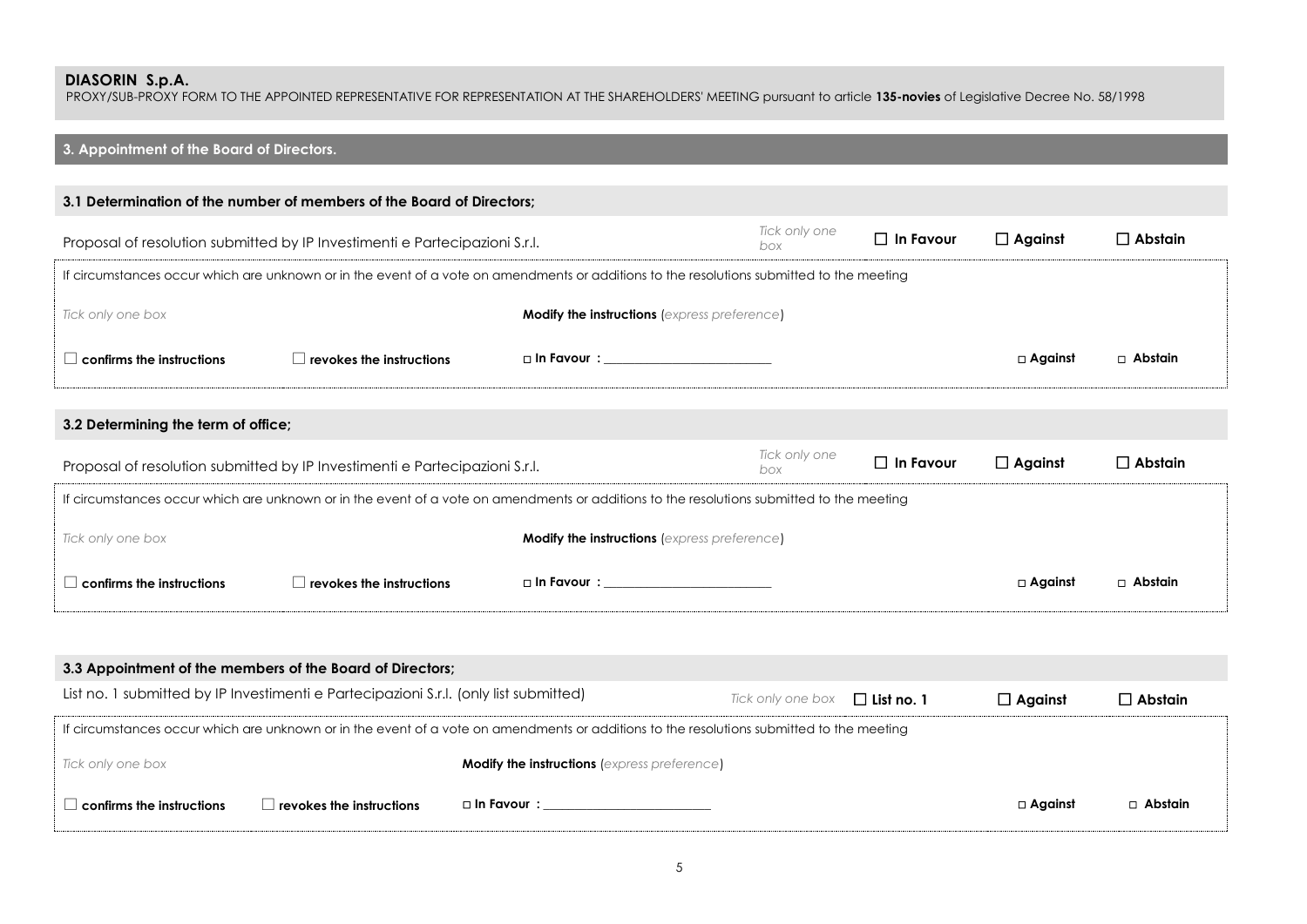**DIASORIN S.p.A.**
PROXY/SUB-PROXY FORM TO THE APPOINTED REPRESENTATIVE FOR REPRESENTATION AT THE SHAREHOLDERS' MEETING pursuant to article **135-novies** of Legislative Decree No. 58/1998

## 3. Appointment of the Board of Directors.

### 3.1 Determination of the number of members of the Board of Directors;

| Proposal of resolution submitted by IP Investimenti e Partecipazioni S.r.l. | *Tick only one box* | ☐ **In Favour** | ☐ **Against** | ☐ **Abstain** |
|---|---|---|---|---|

If circumstances occur which are unknown or in the event of a vote on amendments or additions to the resolutions submitted to the meeting

| *Tick only one box* | | **Modify the instructions** (*express preference*) | | |
|---|---|---|---|---|
| ☐ **confirms the instructions** | ☐ **revokes the instructions** | □ **In Favour :** ____________ | □ **Against** | □ **Abstain** |

### 3.2 Determining the term of office;

| Proposal of resolution submitted by IP Investimenti e Partecipazioni S.r.l. | *Tick only one box* | ☐ **In Favour** | ☐ **Against** | ☐ **Abstain** |
|---|---|---|---|---|

If circumstances occur which are unknown or in the event of a vote on amendments or additions to the resolutions submitted to the meeting

| *Tick only one box* | | **Modify the instructions** (*express preference*) | | |
|---|---|---|---|---|
| ☐ **confirms the instructions** | ☐ **revokes the instructions** | □ **In Favour :** ____________ | □ **Against** | □ **Abstain** |

### 3.3 Appointment of the members of the Board of Directors;

| List no. 1 submitted by IP Investimenti e Partecipazioni S.r.l. (only list submitted) | *Tick only one box* | ☐ **List no. 1** | ☐ **Against** | ☐ **Abstain** |
|---|---|---|---|---|

If circumstances occur which are unknown or in the event of a vote on amendments or additions to the resolutions submitted to the meeting

| *Tick only one box* | | **Modify the instructions** (*express preference*) | | |
|---|---|---|---|---|
| ☐ **confirms the instructions** | ☐ **revokes the instructions** | □ **In Favour :** ____________ | □ **Against** | □ **Abstain** |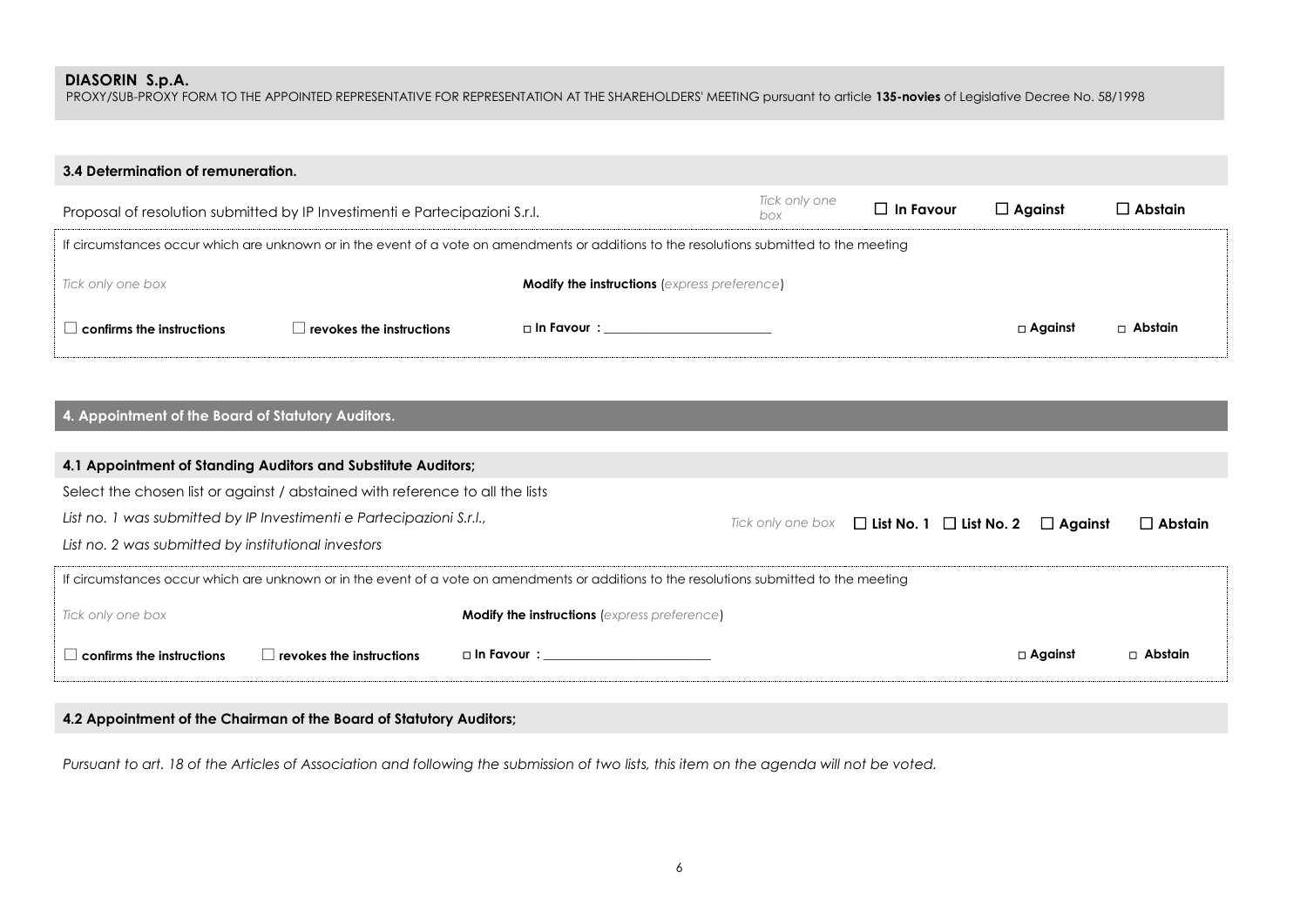**DIASORIN S.p.A.**
PROXY/SUB-PROXY FORM TO THE APPOINTED REPRESENTATIVE FOR REPRESENTATION AT THE SHAREHOLDERS' MEETING pursuant to article **135-novies** of Legislative Decree No. 58/1998

### 3.4 Determination of remuneration.

| Proposal of resolution submitted by IP Investimenti e Partecipazioni S.r.l. | *Tick only one box* | ☐ **In Favour** | ☐ **Against** | ☐ **Abstain** |
|---|---|---|---|---|

If circumstances occur which are unknown or in the event of a vote on amendments or additions to the resolutions submitted to the meeting

| *Tick only one box* | | **Modify the instructions** (*express preference*) | | |
|---|---|---|---|---|
| ☐ **confirms the instructions** | ☐ **revokes the instructions** | ☐ **In Favour :** ___________________________ | ☐ **Against** | ☐ **Abstain** |

## 4. Appointment of the Board of Statutory Auditors.

### 4.1 Appointment of Standing Auditors and Substitute Auditors;

Select the chosen list or against / abstained with reference to all the lists

*List no. 1 was submitted by IP Investimenti e Partecipazioni S.r.l.,*

*List no. 2 was submitted by institutional investors*

| *Tick only one box* | ☐ **List No. 1** | ☐ **List No. 2** | ☐ **Against** | ☐ **Abstain** |
|---|---|---|---|---|

If circumstances occur which are unknown or in the event of a vote on amendments or additions to the resolutions submitted to the meeting

| *Tick only one box* | | **Modify the instructions** (*express preference*) | | |
|---|---|---|---|---|
| ☐ **confirms the instructions** | ☐ **revokes the instructions** | ☐ **In Favour :** ___________________________ | ☐ **Against** | ☐ **Abstain** |

### 4.2 Appointment of the Chairman of the Board of Statutory Auditors;

*Pursuant to art. 18 of the Articles of Association and following the submission of two lists, this item on the agenda will not be voted.*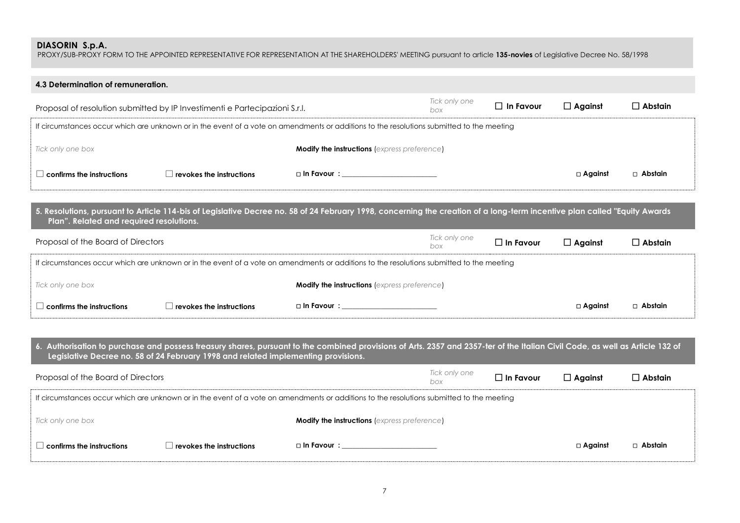**DIASORIN S.p.A.**
PROXY/SUB-PROXY FORM TO THE APPOINTED REPRESENTATIVE FOR REPRESENTATION AT THE SHAREHOLDERS' MEETING pursuant to article **135-novies** of Legislative Decree No. 58/1998

### 4.3 Determination of remuneration.

| Proposal of resolution submitted by IP Investimenti e Partecipazioni S.r.l. | *Tick only one box* | ☐ **In Favour** | ☐ **Against** | ☐ **Abstain** |
|---|---|---|---|---|

If circumstances occur which are unknown or in the event of a vote on amendments or additions to the resolutions submitted to the meeting

| *Tick only one box* | | **Modify the instructions** (*express preference*) | | |
|---|---|---|---|---|
| ☐ **confirms the instructions** | ☐ **revokes the instructions** | □ **In Favour :** ________________ | □ **Against** | □ **Abstain** |

### 5. Resolutions, pursuant to Article 114-bis of Legislative Decree no. 58 of 24 February 1998, concerning the creation of a long-term incentive plan called "Equity Awards Plan". Related and required resolutions.

| Proposal of the Board of Directors | *Tick only one box* | ☐ **In Favour** | ☐ **Against** | ☐ **Abstain** |
|---|---|---|---|---|

If circumstances occur which are unknown or in the event of a vote on amendments or additions to the resolutions submitted to the meeting

| *Tick only one box* | | **Modify the instructions** (*express preference*) | | |
|---|---|---|---|---|
| ☐ **confirms the instructions** | ☐ **revokes the instructions** | □ **In Favour :** ________________ | □ **Against** | □ **Abstain** |

### 6. Authorisation to purchase and possess treasury shares, pursuant to the combined provisions of Arts. 2357 and 2357-ter of the Italian Civil Code, as well as Article 132 of Legislative Decree no. 58 of 24 February 1998 and related implementing provisions.

| Proposal of the Board of Directors | *Tick only one box* | ☐ **In Favour** | ☐ **Against** | ☐ **Abstain** |
|---|---|---|---|---|

If circumstances occur which are unknown or in the event of a vote on amendments or additions to the resolutions submitted to the meeting

| *Tick only one box* | | **Modify the instructions** (*express preference*) | | |
|---|---|---|---|---|
| ☐ **confirms the instructions** | ☐ **revokes the instructions** | □ **In Favour :** ________________ | □ **Against** | □ **Abstain** |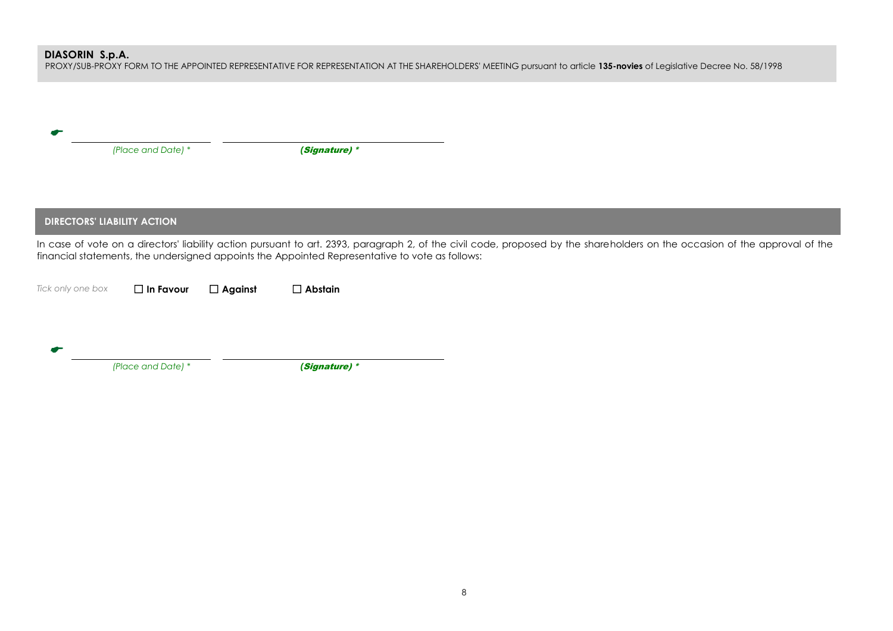**DIASORIN S.p.A.**
PROXY/SUB-PROXY FORM TO THE APPOINTED REPRESENTATIVE FOR REPRESENTATION AT THE SHAREHOLDERS' MEETING pursuant to article **135-novies** of Legislative Decree No. 58/1998

☛ ____________________ ______________________________

*(Place and Date) \** ***(Signature) \****

## DIRECTORS' LIABILITY ACTION

In case of vote on a directors' liability action pursuant to art. 2393, paragraph 2, of the civil code, proposed by the shareholders on the occasion of the approval of the financial statements, the undersigned appoints the Appointed Representative to vote as follows:

*Tick only one box* ☐ **In Favour** ☐ **Against** ☐ **Abstain**

☛ ____________________ ______________________________

*(Place and Date) \** ***(Signature) \****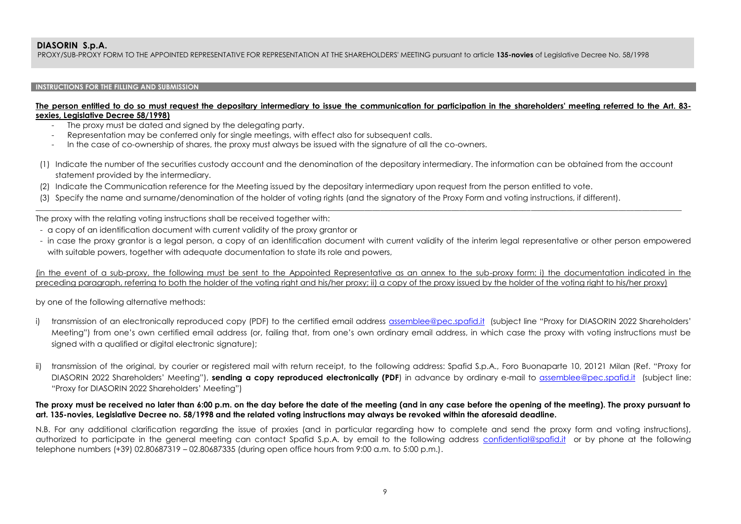**DIASORIN S.p.A.**

PROXY/SUB-PROXY FORM TO THE APPOINTED REPRESENTATIVE FOR REPRESENTATION AT THE SHAREHOLDERS' MEETING pursuant to article **135-novies** of Legislative Decree No. 58/1998

**INSTRUCTIONS FOR THE FILLING AND SUBMISSION**

**The person entitled to do so must request the depositary intermediary to issue the communication for participation in the shareholders' meeting referred to the Art. 83-sexies, Legislative Decree 58/1998)**

- The proxy must be dated and signed by the delegating party.
- Representation may be conferred only for single meetings, with effect also for subsequent calls.
- In the case of co-ownership of shares, the proxy must always be issued with the signature of all the co-owners.

(1) Indicate the number of the securities custody account and the denomination of the depositary intermediary. The information can be obtained from the account statement provided by the intermediary.

(2) Indicate the Communication reference for the Meeting issued by the depositary intermediary upon request from the person entitled to vote.

(3) Specify the name and surname/denomination of the holder of voting rights (and the signatory of the Proxy Form and voting instructions, if different).

---

The proxy with the relating voting instructions shall be received together with:

- a copy of an identification document with current validity of the proxy grantor or
- in case the proxy grantor is a legal person, a copy of an identification document with current validity of the interim legal representative or other person empowered with suitable powers, together with adequate documentation to state its role and powers,

(in the event of a sub-proxy, the following must be sent to the Appointed Representative as an annex to the sub-proxy form: i) the documentation indicated in the preceding paragraph, referring to both the holder of the voting right and his/her proxy; ii) a copy of the proxy issued by the holder of the voting right to his/her proxy)

by one of the following alternative methods:

i) transmission of an electronically reproduced copy (PDF) to the certified email address assemblee@pec.spafid.it (subject line "Proxy for DIASORIN 2022 Shareholders' Meeting") from one's own certified email address (or, failing that, from one's own ordinary email address, in which case the proxy with voting instructions must be signed with a qualified or digital electronic signature);

ii) transmission of the original, by courier or registered mail with return receipt, to the following address: Spafid S.p.A., Foro Buonaparte 10, 20121 Milan (Ref. "Proxy for DIASORIN 2022 Shareholders' Meeting"), **sending a copy reproduced electronically (PDF**) in advance by ordinary e-mail to assemblee@pec.spafid.it (subject line: "Proxy for DIASORIN 2022 Shareholders' Meeting")

**The proxy must be received no later than 6:00 p.m. on the day before the date of the meeting (and in any case before the opening of the meeting). The proxy pursuant to art. 135-novies, Legislative Decree no. 58/1998 and the related voting instructions may always be revoked within the aforesaid deadline.**

N.B. For any additional clarification regarding the issue of proxies (and in particular regarding how to complete and send the proxy form and voting instructions), authorized to participate in the general meeting can contact Spafid S.p.A. by email to the following address confidential@spafid.it or by phone at the following telephone numbers (+39) 02.80687319 – 02.80687335 (during open office hours from 9:00 a.m. to 5:00 p.m.).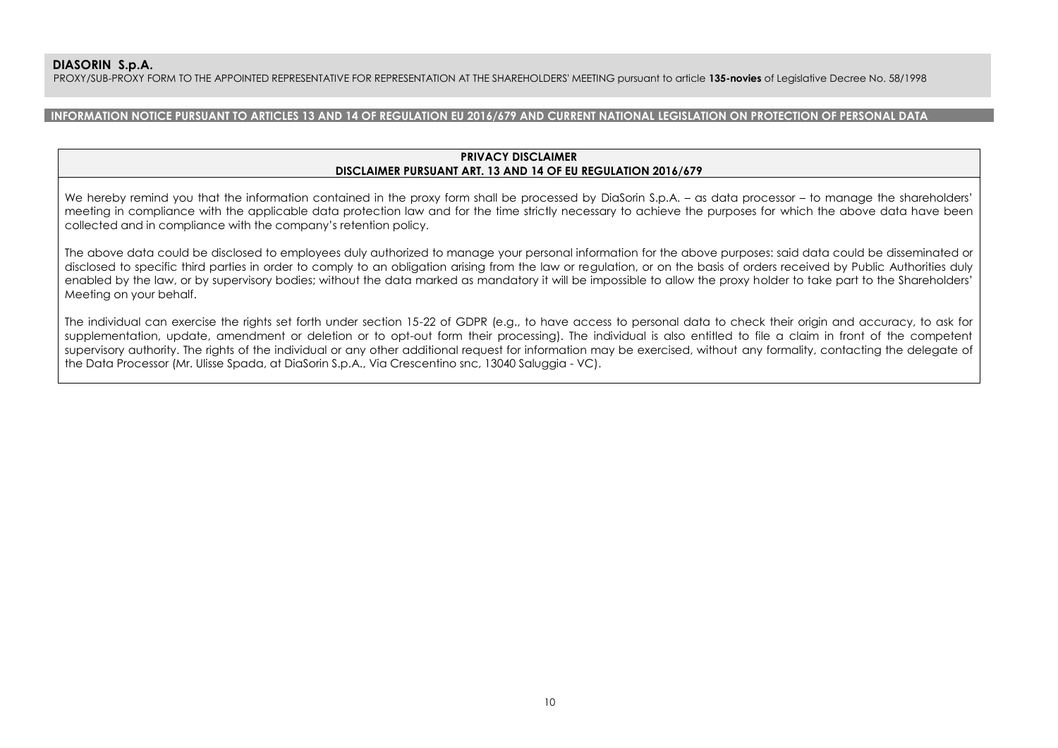**DIASORIN S.p.A.**

PROXY/SUB-PROXY FORM TO THE APPOINTED REPRESENTATIVE FOR REPRESENTATION AT THE SHAREHOLDERS' MEETING pursuant to article **135-novies** of Legislative Decree No. 58/1998

**INFORMATION NOTICE PURSUANT TO ARTICLES 13 AND 14 OF REGULATION EU 2016/679 AND CURRENT NATIONAL LEGISLATION ON PROTECTION OF PERSONAL DATA**

**PRIVACY DISCLAIMER**
**DISCLAIMER PURSUANT ART. 13 AND 14 OF EU REGULATION 2016/679**

We hereby remind you that the information contained in the proxy form shall be processed by DiaSorin S.p.A. – as data processor – to manage the shareholders' meeting in compliance with the applicable data protection law and for the time strictly necessary to achieve the purposes for which the above data have been collected and in compliance with the company's retention policy.

The above data could be disclosed to employees duly authorized to manage your personal information for the above purposes: said data could be disseminated or disclosed to specific third parties in order to comply to an obligation arising from the law or regulation, or on the basis of orders received by Public Authorities duly enabled by the law, or by supervisory bodies; without the data marked as mandatory it will be impossible to allow the proxy holder to take part to the Shareholders' Meeting on your behalf.

The individual can exercise the rights set forth under section 15-22 of GDPR (e.g., to have access to personal data to check their origin and accuracy, to ask for supplementation, update, amendment or deletion or to opt-out form their processing). The individual is also entitled to file a claim in front of the competent supervisory authority. The rights of the individual or any other additional request for information may be exercised, without any formality, contacting the delegate of the Data Processor (Mr. Ulisse Spada, at DiaSorin S.p.A., Via Crescentino snc, 13040 Saluggia - VC).